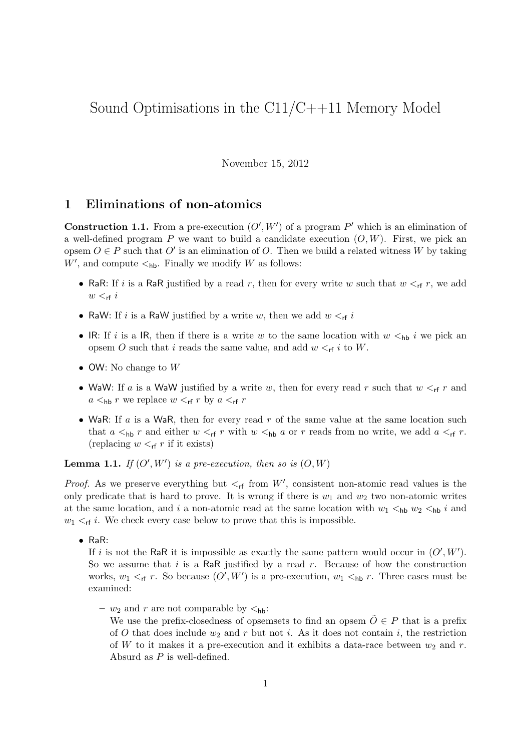# Sound Optimisations in the C11/C++11 Memory Model

November 15, 2012

## 1 Eliminations of non-atomics

**Construction 1.1.** From a pre-execution $(O', W')$ of a program $P'$ which is an elimination of a well-defined program $P$ we want to build a candidate execution $(O, W)$. First, we pick an opsem $O \in P$ such that $O'$ is an elimination of $O$. Then we build a related witness $W$ by taking $W'$, and compute $<_{\mathsf{hb}}$. Finally we modify $W$ as follows:

- RaR: If $i$ is a RaR justified by a read $r$, then for every write $w$ such that $w <_{\mathsf{rf}} r$, we add $w <_{\mathsf{rf}} i$
- RaW: If $i$ is a RaW justified by a write $w$, then we add $w <_{\mathsf{rf}} i$
- IR: If $i$ is a IR, then if there is a write $w$ to the same location with $w <_{\mathsf{hb}} i$ we pick an opsem $O$ such that $i$ reads the same value, and add $w <_{\mathsf{rf}} i$ to $W$.
- OW: No change to $W$
- WaW: If $a$ is a WaW justified by a write $w$, then for every read $r$ such that $w <_{\mathsf{rf}} r$ and $a <_{\mathsf{hb}} r$ we replace $w <_{\mathsf{rf}} r$ by $a <_{\mathsf{rf}} r$
- WaR: If $a$ is a WaR, then for every read $r$ of the same value at the same location such that $a <_{\mathsf{hb}} r$ and either $w <_{\mathsf{rf}} r$ with $w <_{\mathsf{hb}} a$ or $r$ reads from no write, we add $a <_{\mathsf{rf}} r$. (replacing $w <_{\mathsf{rf}} r$ if it exists)

**Lemma 1.1.** *If $(O', W')$ is a pre-execution, then so is $(O, W)$*

*Proof.* As we preserve everything but $<_{\mathsf{rf}}$ from $W'$, consistent non-atomic read values is the only predicate that is hard to prove. It is wrong if there is $w_1$ and $w_2$ two non-atomic writes at the same location, and $i$ a non-atomic read at the same location with $w_1 <_{\mathsf{hb}} w_2 <_{\mathsf{hb}} i$ and $w_1 <_{\mathsf{rf}} i$. We check every case below to prove that this is impossible.

- RaR:
  If $i$ is not the RaR it is impossible as exactly the same pattern would occur in $(O', W')$. So we assume that $i$ is a RaR justified by a read $r$. Because of how the construction works, $w_1 <_{\mathsf{rf}} r$. So because $(O', W')$ is a pre-execution, $w_1 <_{\mathsf{hb}} r$. Three cases must be examined:
  - $w_2$ and $r$ are not comparable by $<_{\mathsf{hb}}$:
    We use the prefix-closedness of opsemsets to find an opsem $\tilde{O} \in P$ that is a prefix of $O$ that does include $w_2$ and $r$ but not $i$. As it does not contain $i$, the restriction of $W$ to it makes it a pre-execution and it exhibits a data-race between $w_2$ and $r$. Absurd as $P$ is well-defined.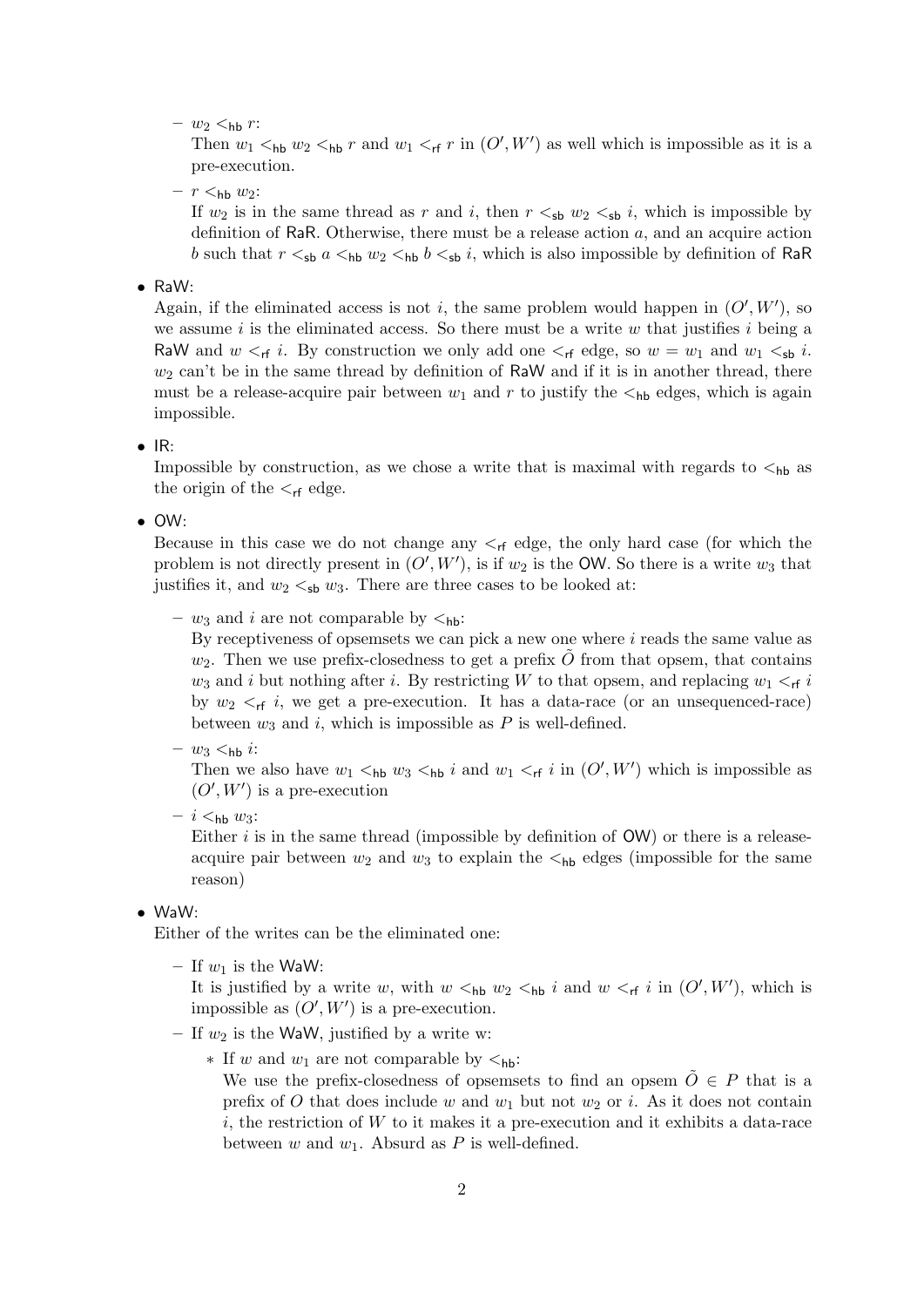- $w_2 <_{\mathsf{hb}} r$:
  Then $w_1 <_{\mathsf{hb}} w_2 <_{\mathsf{hb}} r$ and $w_1 <_{\mathsf{rf}} r$ in $(O', W')$ as well which is impossible as it is a pre-execution.
- $r <_{\mathsf{hb}} w_2$:
  If $w_2$ is in the same thread as $r$ and $i$, then $r <_{\mathsf{sb}} w_2 <_{\mathsf{sb}} i$, which is impossible by definition of RaR. Otherwise, there must be a release action $a$, and an acquire action $b$ such that $r <_{\mathsf{sb}} a <_{\mathsf{hb}} w_2 <_{\mathsf{hb}} b <_{\mathsf{sb}} i$, which is also impossible by definition of RaR

- RaW:
  Again, if the eliminated access is not $i$, the same problem would happen in $(O', W')$, so we assume $i$ is the eliminated access. So there must be a write $w$ that justifies $i$ being a RaW and $w <_{\mathsf{rf}} i$. By construction we only add one $<_{\mathsf{rf}}$ edge, so $w = w_1$ and $w_1 <_{\mathsf{sb}} i$. $w_2$ can't be in the same thread by definition of RaW and if it is in another thread, there must be a release-acquire pair between $w_1$ and $r$ to justify the $<_{\mathsf{hb}}$ edges, which is again impossible.

- IR:
  Impossible by construction, as we chose a write that is maximal with regards to $<_{\mathsf{hb}}$ as the origin of the $<_{\mathsf{rf}}$ edge.

- OW:
  Because in this case we do not change any $<_{\mathsf{rf}}$ edge, the only hard case (for which the problem is not directly present in $(O', W')$, is if $w_2$ is the OW. So there is a write $w_3$ that justifies it, and $w_2 <_{\mathsf{sb}} w_3$. There are three cases to be looked at:
  - $w_3$ and $i$ are not comparable by $<_{\mathsf{hb}}$:
    By receptiveness of opsemsets we can pick a new one where $i$ reads the same value as $w_2$. Then we use prefix-closedness to get a prefix $\tilde{O}$ from that opsem, that contains $w_3$ and $i$ but nothing after $i$. By restricting $W$ to that opsem, and replacing $w_1 <_{\mathsf{rf}} i$ by $w_2 <_{\mathsf{rf}} i$, we get a pre-execution. It has a data-race (or an unsequenced-race) between $w_3$ and $i$, which is impossible as $P$ is well-defined.
  - $w_3 <_{\mathsf{hb}} i$:
    Then we also have $w_1 <_{\mathsf{hb}} w_3 <_{\mathsf{hb}} i$ and $w_1 <_{\mathsf{rf}} i$ in $(O', W')$ which is impossible as $(O', W')$ is a pre-execution
  - $i <_{\mathsf{hb}} w_3$:
    Either $i$ is in the same thread (impossible by definition of OW) or there is a release-acquire pair between $w_2$ and $w_3$ to explain the $<_{\mathsf{hb}}$ edges (impossible for the same reason)

- WaW:
  Either of the writes can be the eliminated one:
  - If $w_1$ is the WaW:
    It is justified by a write $w$, with $w <_{\mathsf{hb}} w_2 <_{\mathsf{hb}} i$ and $w <_{\mathsf{rf}} i$ in $(O', W')$, which is impossible as $(O', W')$ is a pre-execution.
  - If $w_2$ is the WaW, justified by a write w:
    - If $w$ and $w_1$ are not comparable by $<_{\mathsf{hb}}$:
      We use the prefix-closedness of opsemsets to find an opsem $\tilde{O} \in P$ that is a prefix of $O$ that does include $w$ and $w_1$ but not $w_2$ or $i$. As it does not contain $i$, the restriction of $W$ to it makes it a pre-execution and it exhibits a data-race between $w$ and $w_1$. Absurd as $P$ is well-defined.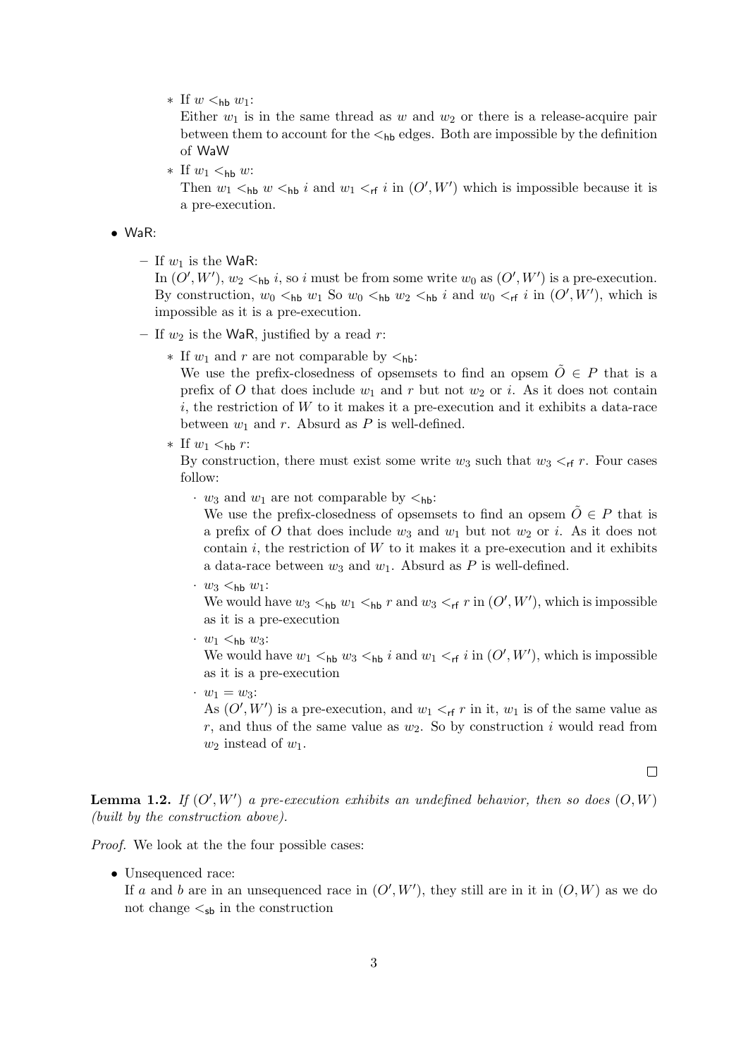* If $w <_{\mathsf{hb}} w_1$:
      Either $w_1$ is in the same thread as $w$ and $w_2$ or there is a release-acquire pair between them to account for the $<_{\mathsf{hb}}$ edges. Both are impossible by the definition of WaW
    * If $w_1 <_{\mathsf{hb}} w$:
      Then $w_1 <_{\mathsf{hb}} w <_{\mathsf{hb}} i$ and $w_1 <_{\mathsf{rf}} i$ in $(O', W')$ which is impossible because it is a pre-execution.

- WaR:
  - If $w_1$ is the WaR:
    In $(O', W')$, $w_2 <_{\mathsf{hb}} i$, so $i$ must be from some write $w_0$ as $(O', W')$ is a pre-execution. By construction, $w_0 <_{\mathsf{hb}} w_1$ So $w_0 <_{\mathsf{hb}} w_2 <_{\mathsf{hb}} i$ and $w_0 <_{\mathsf{rf}} i$ in $(O', W')$, which is impossible as it is a pre-execution.
  - If $w_2$ is the WaR, justified by a read $r$:
    * If $w_1$ and $r$ are not comparable by $<_{\mathsf{hb}}$:
      We use the prefix-closedness of opsemsets to find an opsem $\tilde{O} \in P$ that is a prefix of $O$ that does include $w_1$ and $r$ but not $w_2$ or $i$. As it does not contain $i$, the restriction of $W$ to it makes it a pre-execution and it exhibits a data-race between $w_1$ and $r$. Absurd as $P$ is well-defined.
    * If $w_1 <_{\mathsf{hb}} r$:
      By construction, there must exist some write $w_3$ such that $w_3 <_{\mathsf{rf}} r$. Four cases follow:
      · $w_3$ and $w_1$ are not comparable by $<_{\mathsf{hb}}$:
        We use the prefix-closedness of opsemsets to find an opsem $\tilde{O} \in P$ that is a prefix of $O$ that does include $w_3$ and $w_1$ but not $w_2$ or $i$. As it does not contain $i$, the restriction of $W$ to it makes it a pre-execution and it exhibits a data-race between $w_3$ and $w_1$. Absurd as $P$ is well-defined.
      · $w_3 <_{\mathsf{hb}} w_1$:
        We would have $w_3 <_{\mathsf{hb}} w_1 <_{\mathsf{hb}} r$ and $w_3 <_{\mathsf{rf}} r$ in $(O', W')$, which is impossible as it is a pre-execution
      · $w_1 <_{\mathsf{hb}} w_3$:
        We would have $w_1 <_{\mathsf{hb}} w_3 <_{\mathsf{hb}} i$ and $w_1 <_{\mathsf{rf}} i$ in $(O', W')$, which is impossible as it is a pre-execution
      · $w_1 = w_3$:
        As $(O', W')$ is a pre-execution, and $w_1 <_{\mathsf{rf}} r$ in it, $w_1$ is of the same value as $r$, and thus of the same value as $w_2$. So by construction $i$ would read from $w_2$ instead of $w_1$.

□

**Lemma 1.2.** *If $(O', W')$ a pre-execution exhibits an undefined behavior, then so does $(O, W)$ (built by the construction above).*

*Proof.* We look at the the four possible cases:

- Unsequenced race:
  If $a$ and $b$ are in an unsequenced race in $(O', W')$, they still are in it in $(O, W)$ as we do not change $<_{\mathsf{sb}}$ in the construction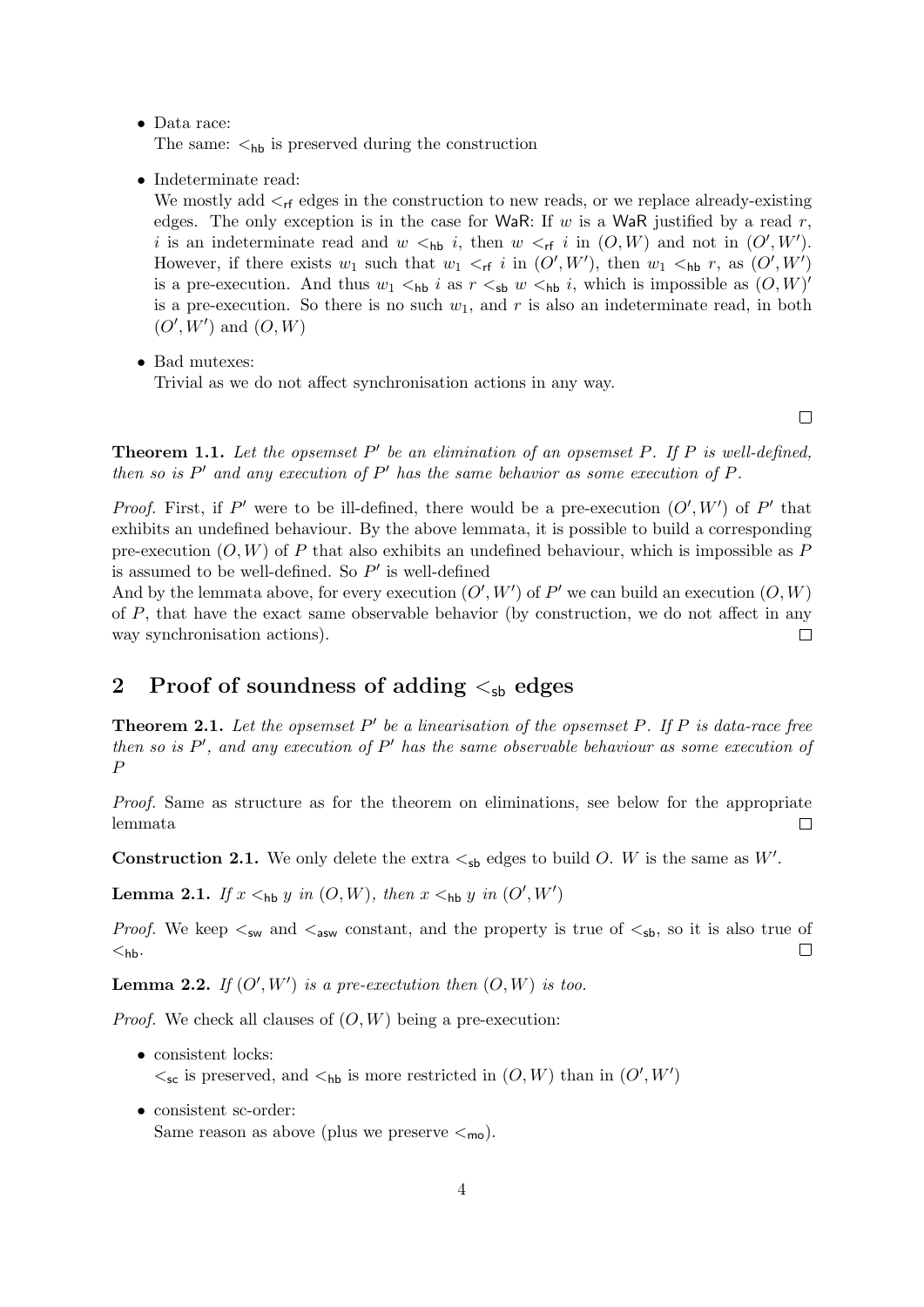- Data race:
  The same: $<_{\mathsf{hb}}$ is preserved during the construction

- Indeterminate read:
  We mostly add $<_{\mathsf{rf}}$ edges in the construction to new reads, or we replace already-existing edges. The only exception is in the case for WaR: If $w$ is a WaR justified by a read $r$, $i$ is an indeterminate read and $w <_{\mathsf{hb}} i$, then $w <_{\mathsf{rf}} i$ in $(O, W)$ and not in $(O', W')$. However, if there exists $w_1$ such that $w_1 <_{\mathsf{rf}} i$ in $(O', W')$, then $w_1 <_{\mathsf{hb}} r$, as $(O', W')$ is a pre-execution. And thus $w_1 <_{\mathsf{hb}} i$ as $r <_{\mathsf{sb}} w <_{\mathsf{hb}} i$, which is impossible as $(O, W)'$ is a pre-execution. So there is no such $w_1$, and $r$ is also an indeterminate read, in both $(O', W')$ and $(O, W)$

- Bad mutexes:
  Trivial as we do not affect synchronisation actions in any way.

□

**Theorem 1.1.** *Let the opsemset $P'$ be an elimination of an opsemset $P$. If $P$ is well-defined, then so is $P'$ and any execution of $P'$ has the same behavior as some execution of $P$.*

*Proof.* First, if $P'$ were to be ill-defined, there would be a pre-execution $(O', W')$ of $P'$ that exhibits an undefined behaviour. By the above lemmata, it is possible to build a corresponding pre-execution $(O, W)$ of $P$ that also exhibits an undefined behaviour, which is impossible as $P$ is assumed to be well-defined. So $P'$ is well-defined
And by the lemmata above, for every execution $(O', W')$ of $P'$ we can build an execution $(O, W)$ of $P$, that have the exact same observable behavior (by construction, we do not affect in any way synchronisation actions). □

## 2 Proof of soundness of adding $<_{\mathsf{sb}}$ edges

**Theorem 2.1.** *Let the opsemset $P'$ be a linearisation of the opsemset $P$. If $P$ is data-race free then so is $P'$, and any execution of $P'$ has the same observable behaviour as some execution of $P$*

*Proof.* Same as structure as for the theorem on eliminations, see below for the appropriate lemmata □

**Construction 2.1.** We only delete the extra $<_{\mathsf{sb}}$ edges to build $O$. $W$ is the same as $W'$.

**Lemma 2.1.** *If $x <_{\mathsf{hb}} y$ in $(O, W)$, then $x <_{\mathsf{hb}} y$ in $(O', W')$*

*Proof.* We keep $<_{\mathsf{sw}}$ and $<_{\mathsf{asw}}$ constant, and the property is true of $<_{\mathsf{sb}}$, so it is also true of $<_{\mathsf{hb}}$. □

**Lemma 2.2.** *If $(O', W')$ is a pre-exectution then $(O, W)$ is too.*

*Proof.* We check all clauses of $(O, W)$ being a pre-execution:

- consistent locks:
  $<_{\mathsf{sc}}$ is preserved, and $<_{\mathsf{hb}}$ is more restricted in $(O, W)$ than in $(O', W')$

- consistent sc-order:
  Same reason as above (plus we preserve $<_{\mathsf{mo}}$).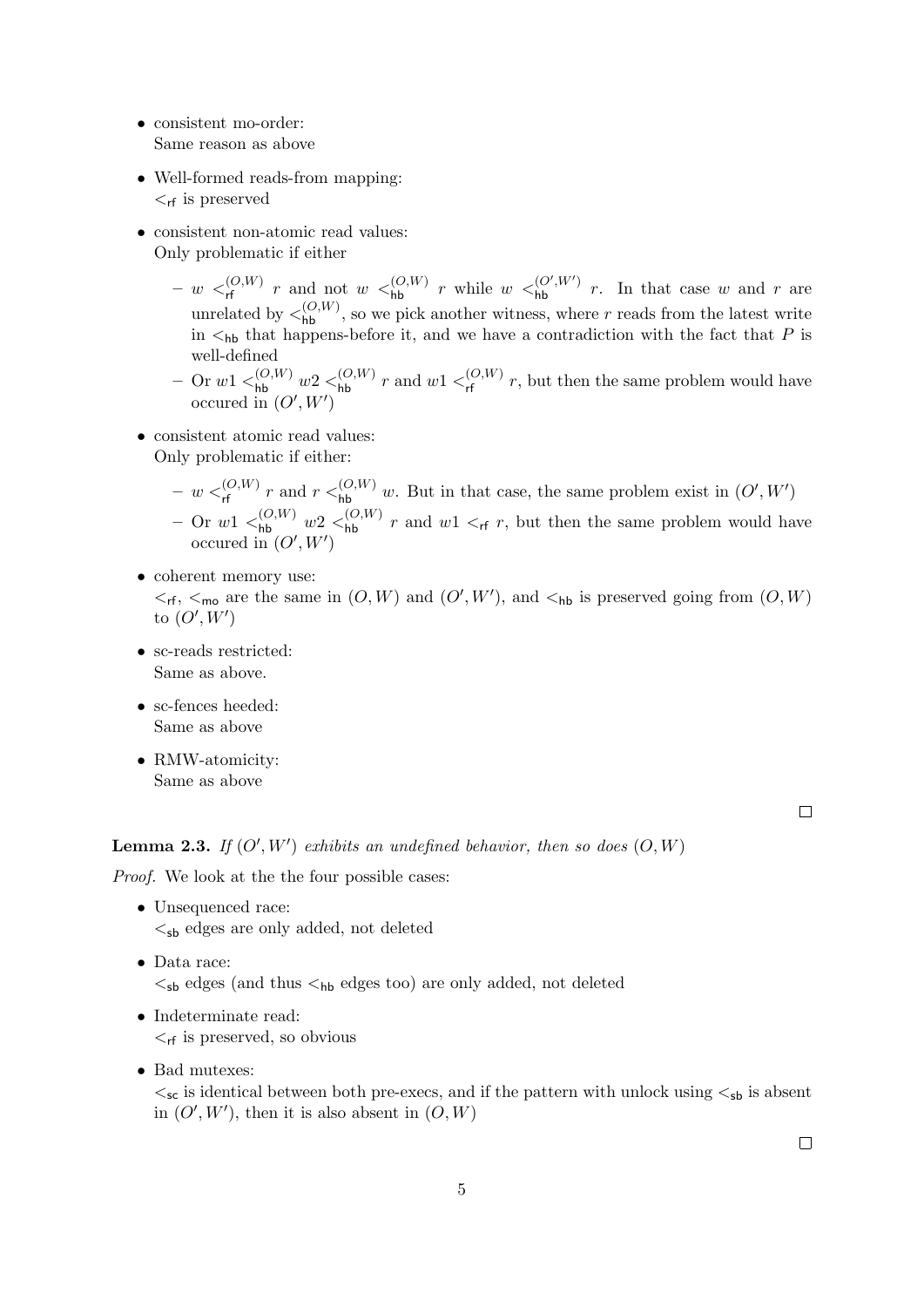- consistent mo-order:
  Same reason as above

- Well-formed reads-from mapping:
  $<_{\mathsf{rf}}$ is preserved

- consistent non-atomic read values:
  Only problematic if either

  – $w <_{\mathsf{rf}}^{(O,W)} r$ and not $w <_{\mathsf{hb}}^{(O,W)} r$ while $w <_{\mathsf{hb}}^{(O',W')} r$. In that case $w$ and $r$ are unrelated by $<_{\mathsf{hb}}^{(O,W)}$, so we pick another witness, where $r$ reads from the latest write in $<_{\mathsf{hb}}$ that happens-before it, and we have a contradiction with the fact that $P$ is well-defined

  – Or $w1 <_{\mathsf{hb}}^{(O,W)} w2 <_{\mathsf{hb}}^{(O,W)} r$ and $w1 <_{\mathsf{rf}}^{(O,W)} r$, but then the same problem would have occured in $(O', W')$

- consistent atomic read values:
  Only problematic if either:

  – $w <_{\mathsf{rf}}^{(O,W)} r$ and $r <_{\mathsf{hb}}^{(O,W)} w$. But in that case, the same problem exist in $(O', W')$

  – Or $w1 <_{\mathsf{hb}}^{(O,W)} w2 <_{\mathsf{hb}}^{(O,W)} r$ and $w1 <_{\mathsf{rf}} r$, but then the same problem would have occured in $(O', W')$

- coherent memory use:
  $<_{\mathsf{rf}}$, $<_{\mathsf{mo}}$ are the same in $(O, W)$ and $(O', W')$, and $<_{\mathsf{hb}}$ is preserved going from $(O, W)$ to $(O', W')$

- sc-reads restricted:
  Same as above.

- sc-fences heeded:
  Same as above

- RMW-atomicity:
  Same as above

□

**Lemma 2.3.** *If $(O', W')$ exhibits an undefined behavior, then so does $(O, W)$*

*Proof.* We look at the the four possible cases:

- Unsequenced race:
  $<_{\mathsf{sb}}$ edges are only added, not deleted

- Data race:
  $<_{\mathsf{sb}}$ edges (and thus $<_{\mathsf{hb}}$ edges too) are only added, not deleted

- Indeterminate read:
  $<_{\mathsf{rf}}$ is preserved, so obvious

- Bad mutexes:
  $<_{\mathsf{sc}}$ is identical between both pre-execs, and if the pattern with unlock using $<_{\mathsf{sb}}$ is absent in $(O', W')$, then it is also absent in $(O, W)$

□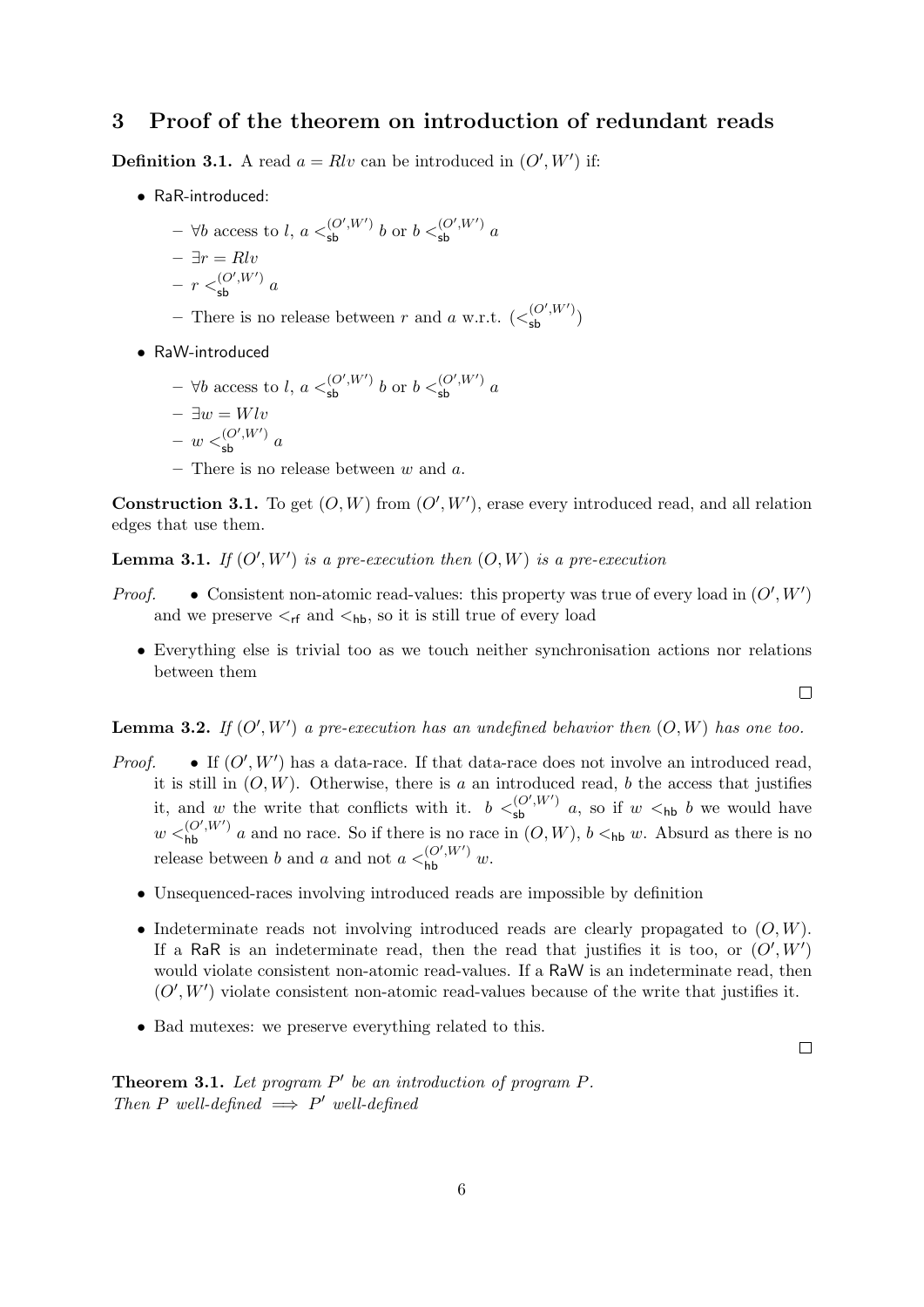## 3 Proof of the theorem on introduction of redundant reads

**Definition 3.1.** A read $a = Rlv$ can be introduced in $(O', W')$ if:

- RaR-introduced:
  - $\forall b$ access to $l$, $a <_{\mathsf{sb}}^{(O',W')} b$ or $b <_{\mathsf{sb}}^{(O',W')} a$
  - $\exists r = Rlv$
  - $r <_{\mathsf{sb}}^{(O',W')} a$
  - There is no release between $r$ and $a$ w.r.t. $(<_{\mathsf{sb}}^{(O',W')})$
- RaW-introduced
  - $\forall b$ access to $l$, $a <_{\mathsf{sb}}^{(O',W')} b$ or $b <_{\mathsf{sb}}^{(O',W')} a$
  - $\exists w = Wlv$
  - $w <_{\mathsf{sb}}^{(O',W')} a$
  - There is no release between $w$ and $a$.

**Construction 3.1.** To get $(O, W)$ from $(O', W')$, erase every introduced read, and all relation edges that use them.

**Lemma 3.1.** *If $(O', W')$ is a pre-execution then $(O, W)$ is a pre-execution*

*Proof.*

- Consistent non-atomic read-values: this property was true of every load in $(O', W')$ and we preserve $<_{\mathsf{rf}}$ and $<_{\mathsf{hb}}$, so it is still true of every load
- Everything else is trivial too as we touch neither synchronisation actions nor relations between them

□

**Lemma 3.2.** *If $(O', W')$ a pre-execution has an undefined behavior then $(O, W)$ has one too.*

*Proof.*

- If $(O', W')$ has a data-race. If that data-race does not involve an introduced read, it is still in $(O, W)$. Otherwise, there is $a$ an introduced read, $b$ the access that justifies it, and $w$ the write that conflicts with it. $b <_{\mathsf{sb}}^{(O',W')} a$, so if $w <_{\mathsf{hb}} b$ we would have $w <_{\mathsf{hb}}^{(O',W')} a$ and no race. So if there is no race in $(O, W)$, $b <_{\mathsf{hb}} w$. Absurd as there is no release between $b$ and $a$ and not $a <_{\mathsf{hb}}^{(O',W')} w$.
- Unsequenced-races involving introduced reads are impossible by definition
- Indeterminate reads not involving introduced reads are clearly propagated to $(O, W)$. If a RaR is an indeterminate read, then the read that justifies it is too, or $(O', W')$ would violate consistent non-atomic read-values. If a RaW is an indeterminate read, then $(O', W')$ violate consistent non-atomic read-values because of the write that justifies it.
- Bad mutexes: we preserve everything related to this.

□

**Theorem 3.1.** *Let program $P'$ be an introduction of program $P$.*
*Then $P$ well-defined $\implies$ $P'$ well-defined*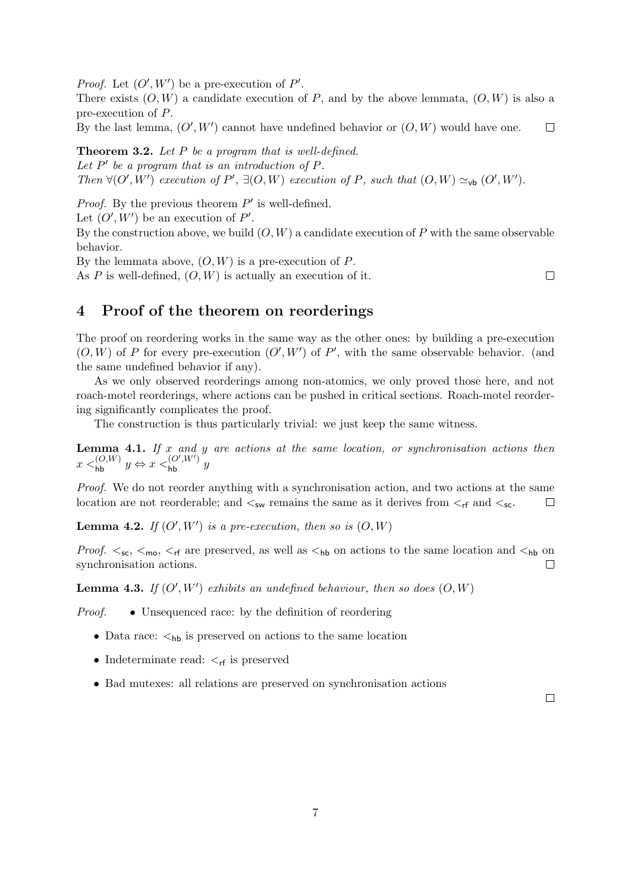*Proof.* Let $(O', W')$ be a pre-execution of $P'$.
There exists $(O, W)$ a candidate execution of $P$, and by the above lemmata, $(O, W)$ is also a pre-execution of $P$.
By the last lemma, $(O', W')$ cannot have undefined behavior or $(O, W)$ would have one. $\square$

**Theorem 3.2.** *Let $P$ be a program that is well-defined.*
*Let $P'$ be a program that is an introduction of $P$.*
*Then $\forall (O', W')$ execution of $P'$, $\exists (O, W)$ execution of $P$, such that $(O, W) \simeq_{\mathsf{vb}} (O', W')$.*

*Proof.* By the previous theorem $P'$ is well-defined.
Let $(O', W')$ be an execution of $P'$.
By the construction above, we build $(O, W)$ a candidate execution of $P$ with the same observable behavior.
By the lemmata above, $(O, W)$ is a pre-execution of $P$.
As $P$ is well-defined, $(O, W)$ is actually an execution of it. $\square$

# 4 Proof of the theorem on reorderings

The proof on reordering works in the same way as the other ones: by building a pre-execution $(O, W)$ of $P$ for every pre-execution $(O', W')$ of $P'$, with the same observable behavior. (and the same undefined behavior if any).

As we only observed reorderings among non-atomics, we only proved those here, and not roach-motel reorderings, where actions can be pushed in critical sections. Roach-motel reordering significantly complicates the proof.

The construction is thus particularly trivial: we just keep the same witness.

**Lemma 4.1.** *If $x$ and $y$ are actions at the same location, or synchronisation actions then $x <_{\mathsf{hb}}^{(O,W)} y \Leftrightarrow x <_{\mathsf{hb}}^{(O',W')} y$*

*Proof.* We do not reorder anything with a synchronisation action, and two actions at the same location are not reorderable; and $<_{\mathsf{sw}}$ remains the same as it derives from $<_{\mathsf{rf}}$ and $<_{\mathsf{sc}}$. $\square$

**Lemma 4.2.** *If $(O', W')$ is a pre-execution, then so is $(O, W)$*

*Proof.* $<_{\mathsf{sc}}$, $<_{\mathsf{mo}}$, $<_{\mathsf{rf}}$ are preserved, as well as $<_{\mathsf{hb}}$ on actions to the same location and $<_{\mathsf{hb}}$ on synchronisation actions. $\square$

**Lemma 4.3.** *If $(O', W')$ exhibits an undefined behaviour, then so does $(O, W)$*

*Proof.*

- Unsequenced race: by the definition of reordering
- Data race: $<_{\mathsf{hb}}$ is preserved on actions to the same location
- Indeterminate read: $<_{\mathsf{rf}}$ is preserved
- Bad mutexes: all relations are preserved on synchronisation actions

$\square$